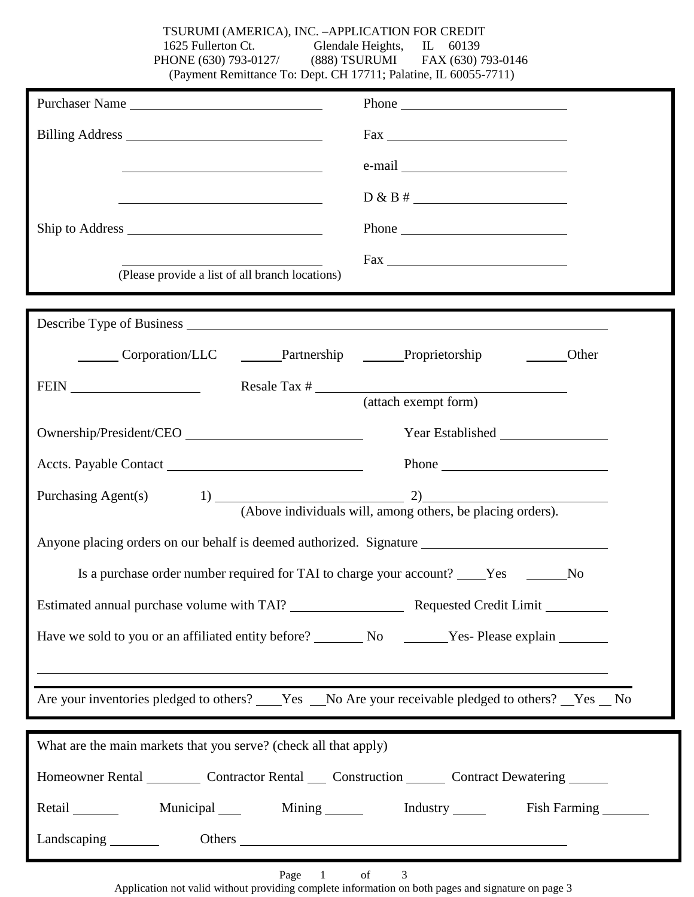# TSURUMI (AMERICA), INC. –APPLICATION FOR CREDIT

1625 Fullerton Ct. Glendale Heights, IL 60139

PHONE (630) 793-0127/ (888) TSURUMI FAX (630) 793-0146

(Payment Remittance To: Dept. CH 17711; Palatine, IL 60055-7711)

---

Purchaser Name ____________________________ Phone ________________________

Billing Address ____________________________ Fax ___________________________

____________________________ e-mail ________________________

____________________________ D & B # _______________________

Ship to Address ____________________________ Phone ________________________

____________________________ Fax ___________________________

(Please provide a list of all branch locations)

---

Describe Type of Business ______________________________________________________________

______ Corporation/LLC ______Partnership ______Proprietorship ______Other

FEIN __________________ Resale Tax # ____________________________________
(attach exempt form)

Ownership/President/CEO __________________________ Year Established _______________

Accts. Payable Contact ____________________________ Phone _________________________

Purchasing Agent(s) 1) ___________________________ 2)___________________________
(Above individuals will, among others, be placing orders).

Anyone placing orders on our behalf is deemed authorized. Signature ___________________________

Is a purchase order number required for TAI to charge your account? ____Yes ______No

Estimated annual purchase volume with TAI? ________________ Requested Credit Limit _________

Have we sold to you or an affiliated entity before? _______ No ______Yes- Please explain _______

_____________________________________________________________________________

Are your inventories pledged to others? ____Yes __No Are your receivable pledged to others? __Yes __ No

---

What are the main markets that you serve? (check all that apply)

Homeowner Rental ________ Contractor Rental ___ Construction ______ Contract Dewatering ______

Retail _______ Municipal ___ Mining ______ Industry _____ Fish Farming _______

Landscaping _______ Others ______________________________________________

Application not valid without providing complete information on both pages and signature on page 3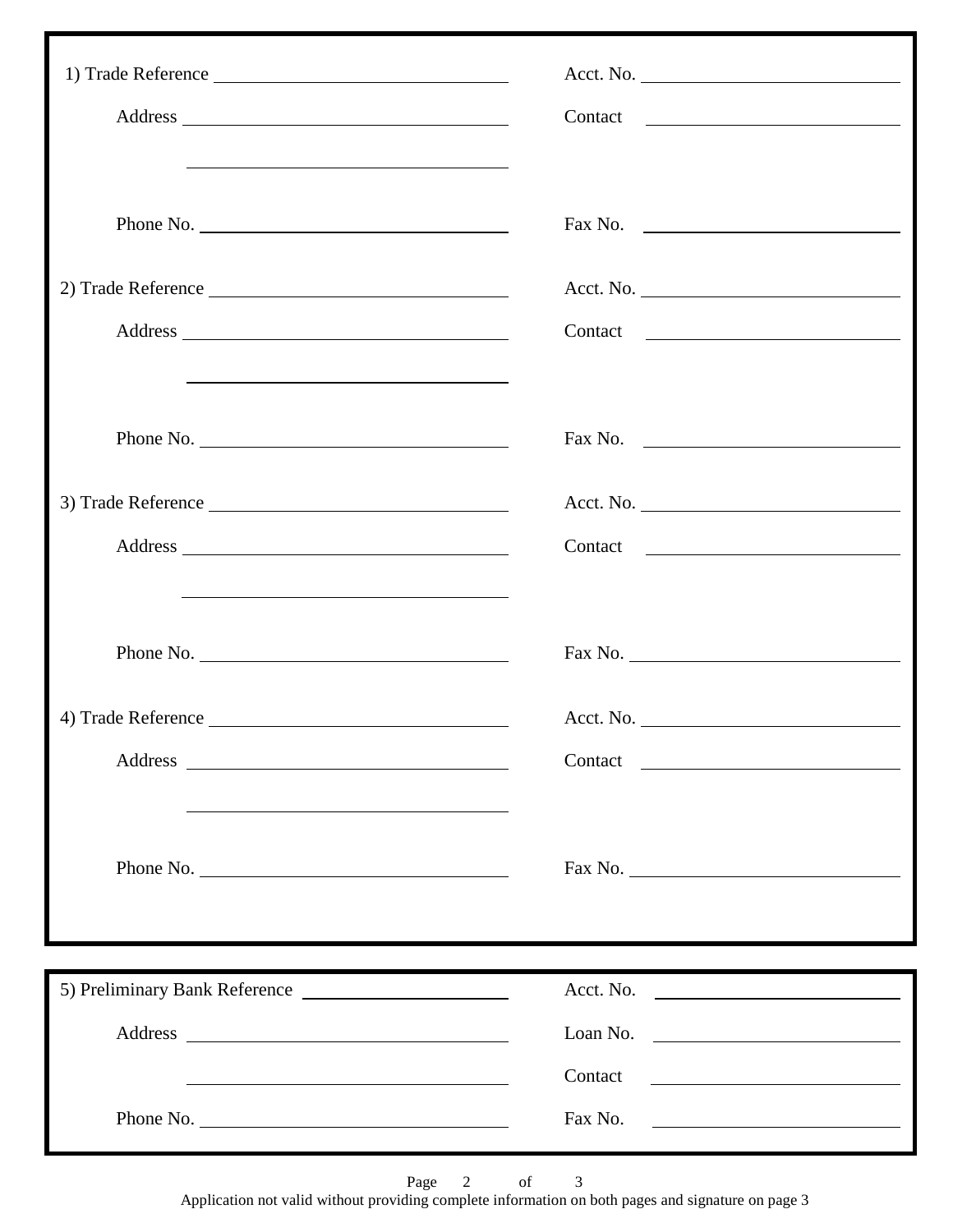1) Trade Reference ______________________________ Acct. No. ______________________________

Address ______________________________ Contact ______________________________

______________________________

Phone No. ______________________________ Fax No. ______________________________

2) Trade Reference ______________________________ Acct. No. ______________________________

Address ______________________________ Contact ______________________________

______________________________

Phone No. ______________________________ Fax No. ______________________________

3) Trade Reference ______________________________ Acct. No. ______________________________

Address ______________________________ Contact ______________________________

______________________________

Phone No. ______________________________ Fax No. ______________________________

4) Trade Reference ______________________________ Acct. No. ______________________________

Address ______________________________ Contact ______________________________

______________________________

Phone No. ______________________________ Fax No. ______________________________

5) Preliminary Bank Reference ______________________ Acct. No. ______________________________

Address ______________________________ Loan No. ______________________________

______________________________ Contact ______________________________

Phone No. ______________________________ Fax No. ______________________________

Application not valid without providing complete information on both pages and signature on page 3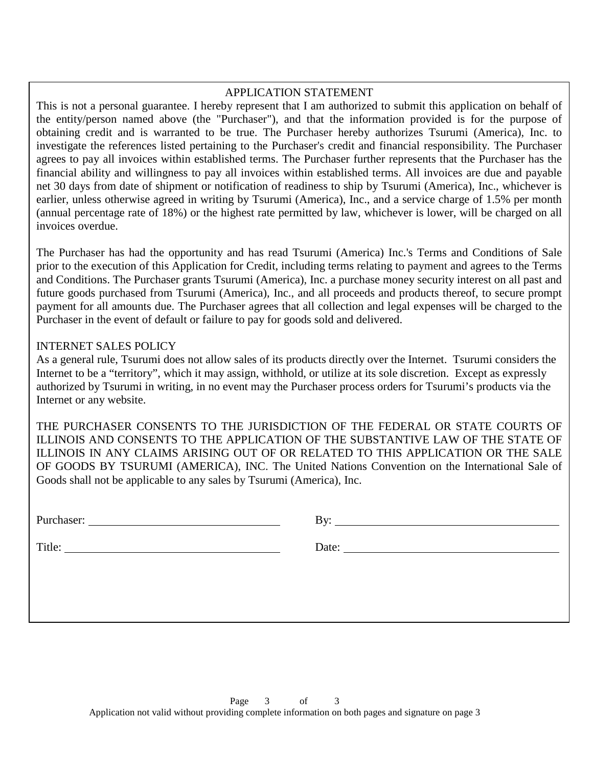## APPLICATION STATEMENT

This is not a personal guarantee. I hereby represent that I am authorized to submit this application on behalf of the entity/person named above (the "Purchaser"), and that the information provided is for the purpose of obtaining credit and is warranted to be true. The Purchaser hereby authorizes Tsurumi (America), Inc. to investigate the references listed pertaining to the Purchaser's credit and financial responsibility. The Purchaser agrees to pay all invoices within established terms. The Purchaser further represents that the Purchaser has the financial ability and willingness to pay all invoices within established terms. All invoices are due and payable net 30 days from date of shipment or notification of readiness to ship by Tsurumi (America), Inc., whichever is earlier, unless otherwise agreed in writing by Tsurumi (America), Inc., and a service charge of 1.5% per month (annual percentage rate of 18%) or the highest rate permitted by law, whichever is lower, will be charged on all invoices overdue.

The Purchaser has had the opportunity and has read Tsurumi (America) Inc.'s Terms and Conditions of Sale prior to the execution of this Application for Credit, including terms relating to payment and agrees to the Terms and Conditions. The Purchaser grants Tsurumi (America), Inc. a purchase money security interest on all past and future goods purchased from Tsurumi (America), Inc., and all proceeds and products thereof, to secure prompt payment for all amounts due. The Purchaser agrees that all collection and legal expenses will be charged to the Purchaser in the event of default or failure to pay for goods sold and delivered.

INTERNET SALES POLICY

As a general rule, Tsurumi does not allow sales of its products directly over the Internet. Tsurumi considers the Internet to be a "territory", which it may assign, withhold, or utilize at its sole discretion. Except as expressly authorized by Tsurumi in writing, in no event may the Purchaser process orders for Tsurumi's products via the Internet or any website.

THE PURCHASER CONSENTS TO THE JURISDICTION OF THE FEDERAL OR STATE COURTS OF ILLINOIS AND CONSENTS TO THE APPLICATION OF THE SUBSTANTIVE LAW OF THE STATE OF ILLINOIS IN ANY CLAIMS ARISING OUT OF OR RELATED TO THIS APPLICATION OR THE SALE OF GOODS BY TSURUMI (AMERICA), INC. The United Nations Convention on the International Sale of Goods shall not be applicable to any sales by Tsurumi (America), Inc.

Purchaser: ______________________________ By: ______________________________

Title: ______________________________ Date: ______________________________

Application not valid without providing complete information on both pages and signature on page 3